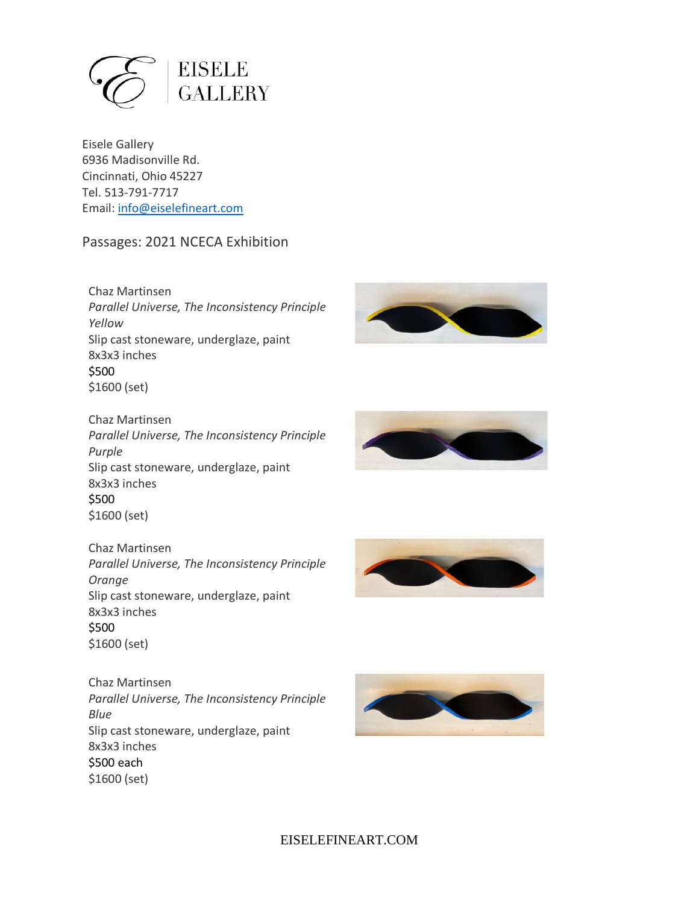EISELE GALLERY

Eisele Gallery
6936 Madisonville Rd.
Cincinnati, Ohio 45227
Tel. 513-791-7717
Email: info@eiselefineart.com

## Passages: 2021 NCECA Exhibition

Chaz Martinsen
*Parallel Universe, The Inconsistency Principle Yellow*
Slip cast stoneware, underglaze, paint
8x3x3 inches
$500
$1600 (set)

Chaz Martinsen
*Parallel Universe, The Inconsistency Principle Purple*
Slip cast stoneware, underglaze, paint
8x3x3 inches
$500
$1600 (set)

Chaz Martinsen
*Parallel Universe, The Inconsistency Principle Orange*
Slip cast stoneware, underglaze, paint
8x3x3 inches
$500
$1600 (set)

Chaz Martinsen
*Parallel Universe, The Inconsistency Principle Blue*
Slip cast stoneware, underglaze, paint
8x3x3 inches
$500 each
$1600 (set)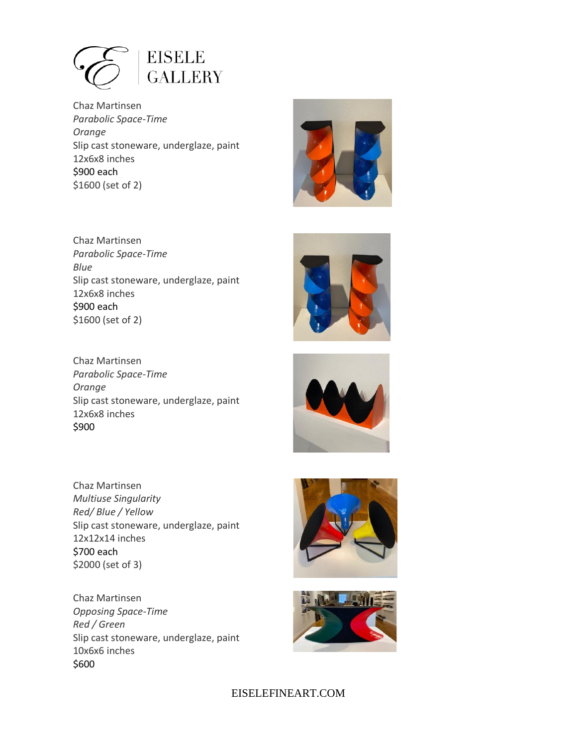EISELE GALLERY

Chaz Martinsen
*Parabolic Space-Time*
*Orange*
Slip cast stoneware, underglaze, paint
12x6x8 inches
$900 each
$1600 (set of 2)

Chaz Martinsen
*Parabolic Space-Time*
*Blue*
Slip cast stoneware, underglaze, paint
12x6x8 inches
$900 each
$1600 (set of 2)

Chaz Martinsen
*Parabolic Space-Time*
*Orange*
Slip cast stoneware, underglaze, paint
12x6x8 inches
$900

Chaz Martinsen
*Multiuse Singularity*
*Red/ Blue / Yellow*
Slip cast stoneware, underglaze, paint
12x12x14 inches
$700 each
$2000 (set of 3)

Chaz Martinsen
*Opposing Space-Time*
*Red / Green*
Slip cast stoneware, underglaze, paint
10x6x6 inches
$600

EISELEFINEART.COM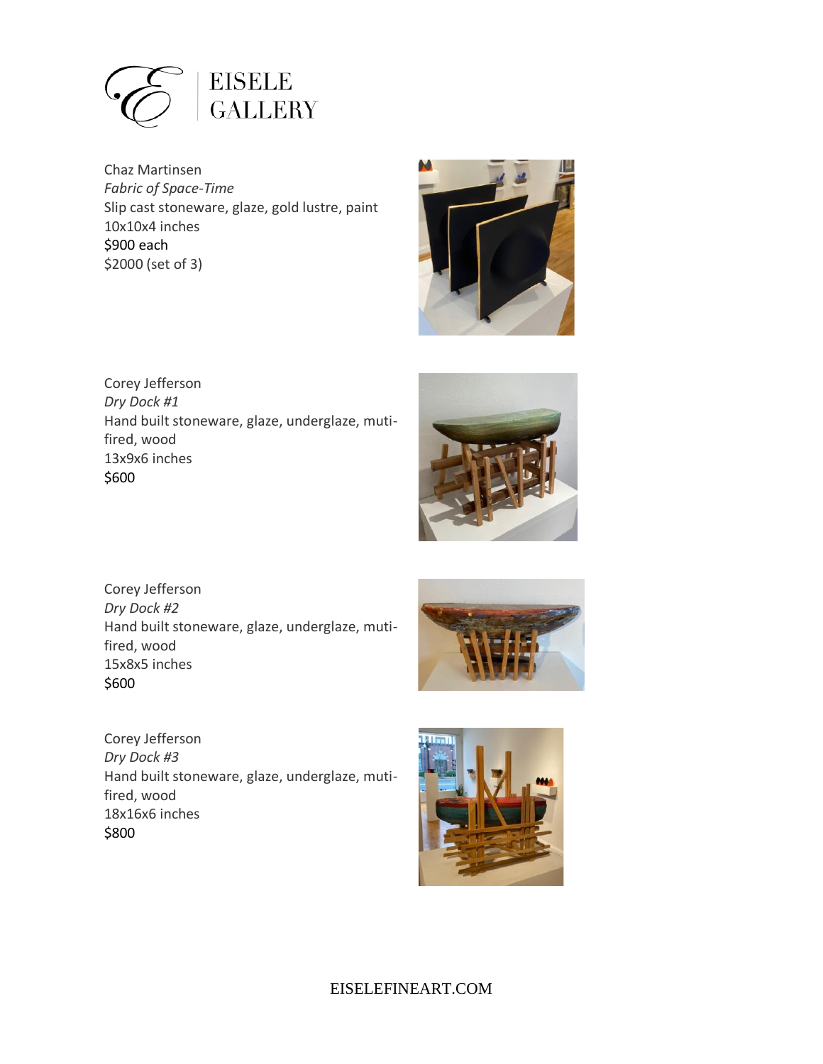Chaz Martinsen
*Fabric of Space-Time*
Slip cast stoneware, glaze, gold lustre, paint
10x10x4 inches
$900 each
$2000 (set of 3)

Corey Jefferson
*Dry Dock #1*
Hand built stoneware, glaze, underglaze, muti-fired, wood
13x9x6 inches
$600

Corey Jefferson
*Dry Dock #2*
Hand built stoneware, glaze, underglaze, muti-fired, wood
15x8x5 inches
$600

Corey Jefferson
*Dry Dock #3*
Hand built stoneware, glaze, underglaze, muti-fired, wood
18x16x6 inches
$800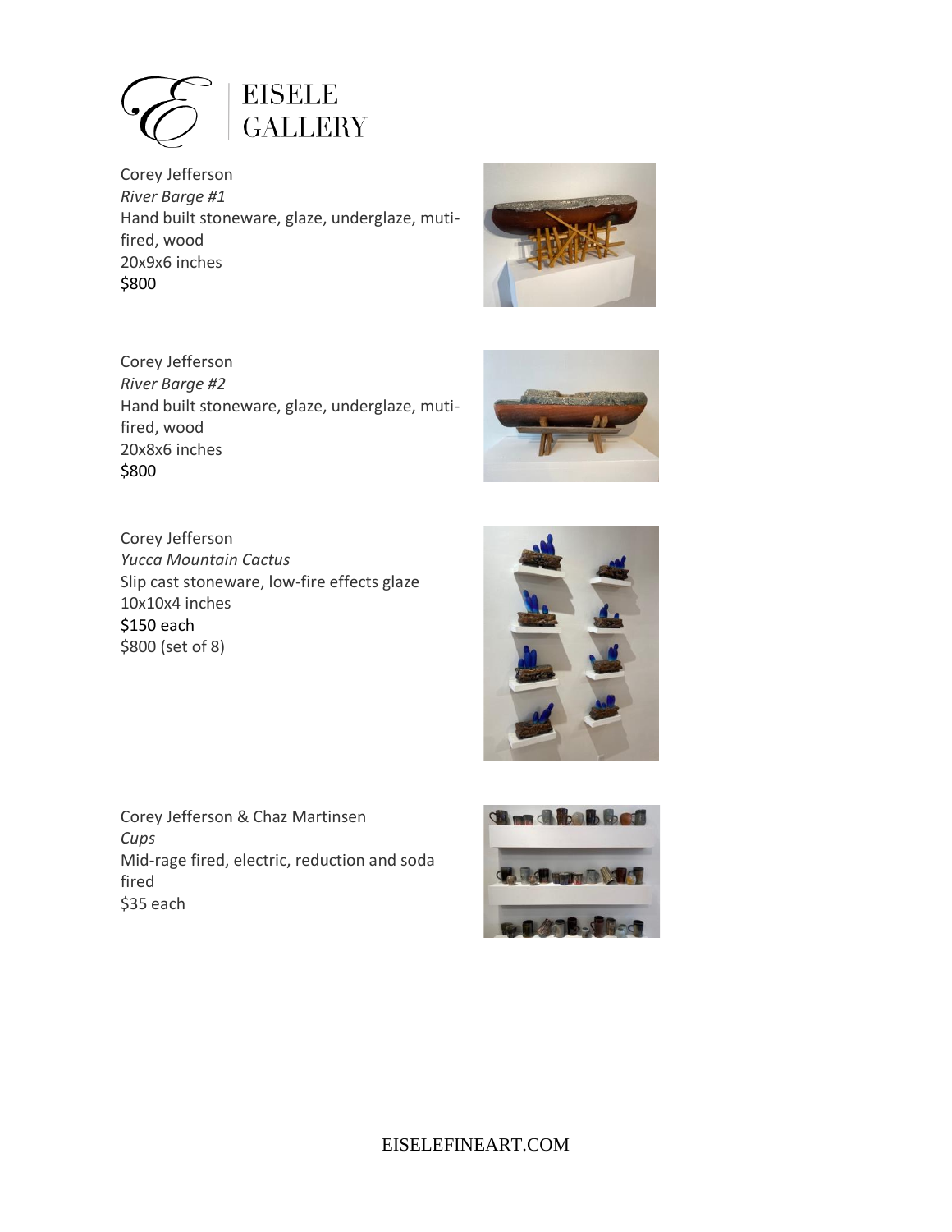EISELE GALLERY

Corey Jefferson
*River Barge #1*
Hand built stoneware, glaze, underglaze, muti-fired, wood
20x9x6 inches
$800

Corey Jefferson
*River Barge #2*
Hand built stoneware, glaze, underglaze, muti-fired, wood
20x8x6 inches
$800

Corey Jefferson
*Yucca Mountain Cactus*
Slip cast stoneware, low-fire effects glaze
10x10x4 inches
$150 each
$800 (set of 8)

Corey Jefferson & Chaz Martinsen
*Cups*
Mid-rage fired, electric, reduction and soda fired
$35 each

EISELEFINEART.COM